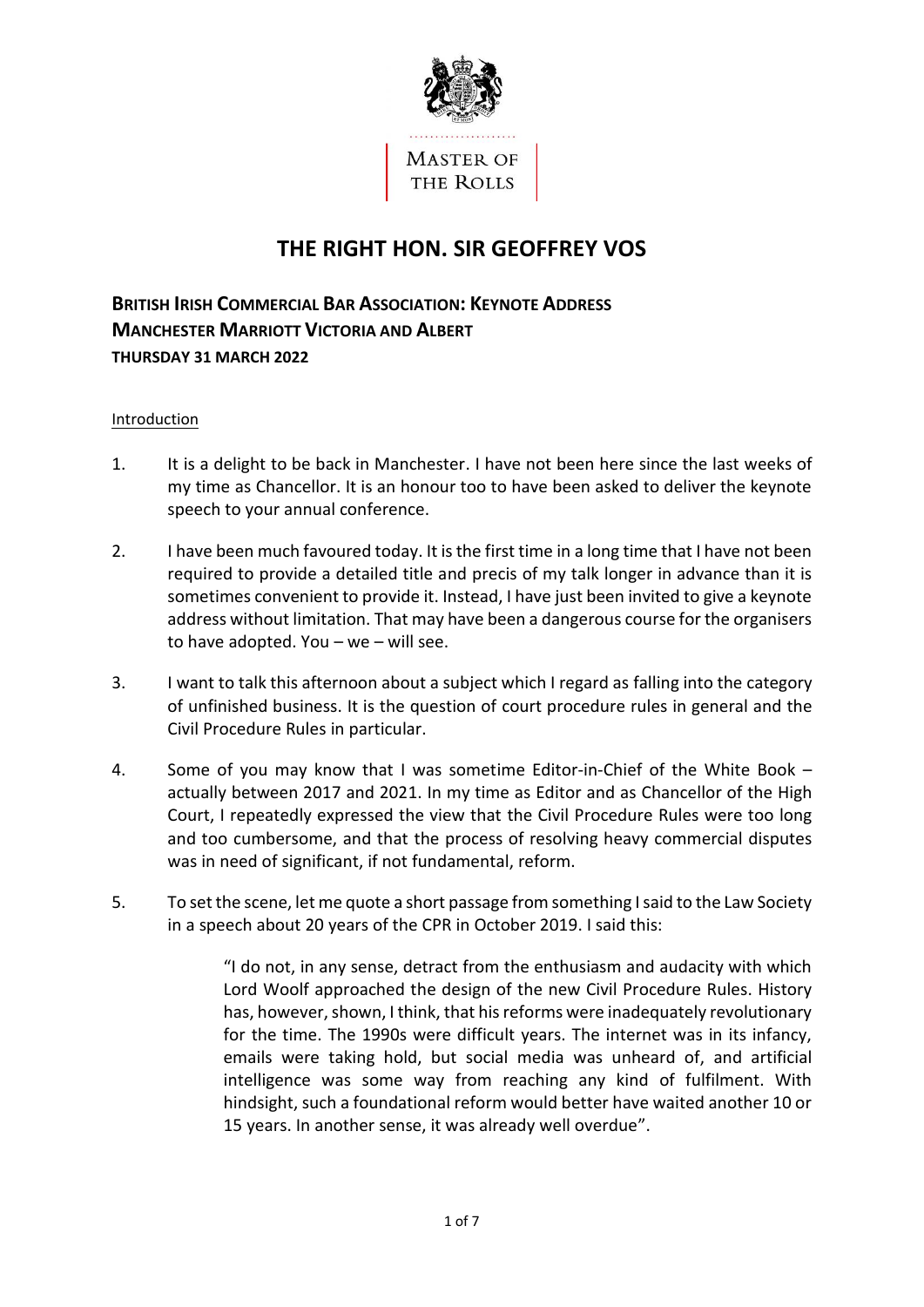MASTER OF THE ROLLS

# THE RIGHT HON. SIR GEOFFREY VOS

## BRITISH IRISH COMMERCIAL BAR ASSOCIATION: KEYNOTE ADDRESS
## MANCHESTER MARRIOTT VICTORIA AND ALBERT
### THURSDAY 31 MARCH 2022

Introduction

1. It is a delight to be back in Manchester. I have not been here since the last weeks of my time as Chancellor. It is an honour too to have been asked to deliver the keynote speech to your annual conference.

2. I have been much favoured today. It is the first time in a long time that I have not been required to provide a detailed title and precis of my talk longer in advance than it is sometimes convenient to provide it. Instead, I have just been invited to give a keynote address without limitation. That may have been a dangerous course for the organisers to have adopted. You – we – will see.

3. I want to talk this afternoon about a subject which I regard as falling into the category of unfinished business. It is the question of court procedure rules in general and the Civil Procedure Rules in particular.

4. Some of you may know that I was sometime Editor-in-Chief of the White Book – actually between 2017 and 2021. In my time as Editor and as Chancellor of the High Court, I repeatedly expressed the view that the Civil Procedure Rules were too long and too cumbersome, and that the process of resolving heavy commercial disputes was in need of significant, if not fundamental, reform.

5. To set the scene, let me quote a short passage from something I said to the Law Society in a speech about 20 years of the CPR in October 2019. I said this:

> "I do not, in any sense, detract from the enthusiasm and audacity with which Lord Woolf approached the design of the new Civil Procedure Rules. History has, however, shown, I think, that his reforms were inadequately revolutionary for the time. The 1990s were difficult years. The internet was in its infancy, emails were taking hold, but social media was unheard of, and artificial intelligence was some way from reaching any kind of fulfilment. With hindsight, such a foundational reform would better have waited another 10 or 15 years. In another sense, it was already well overdue".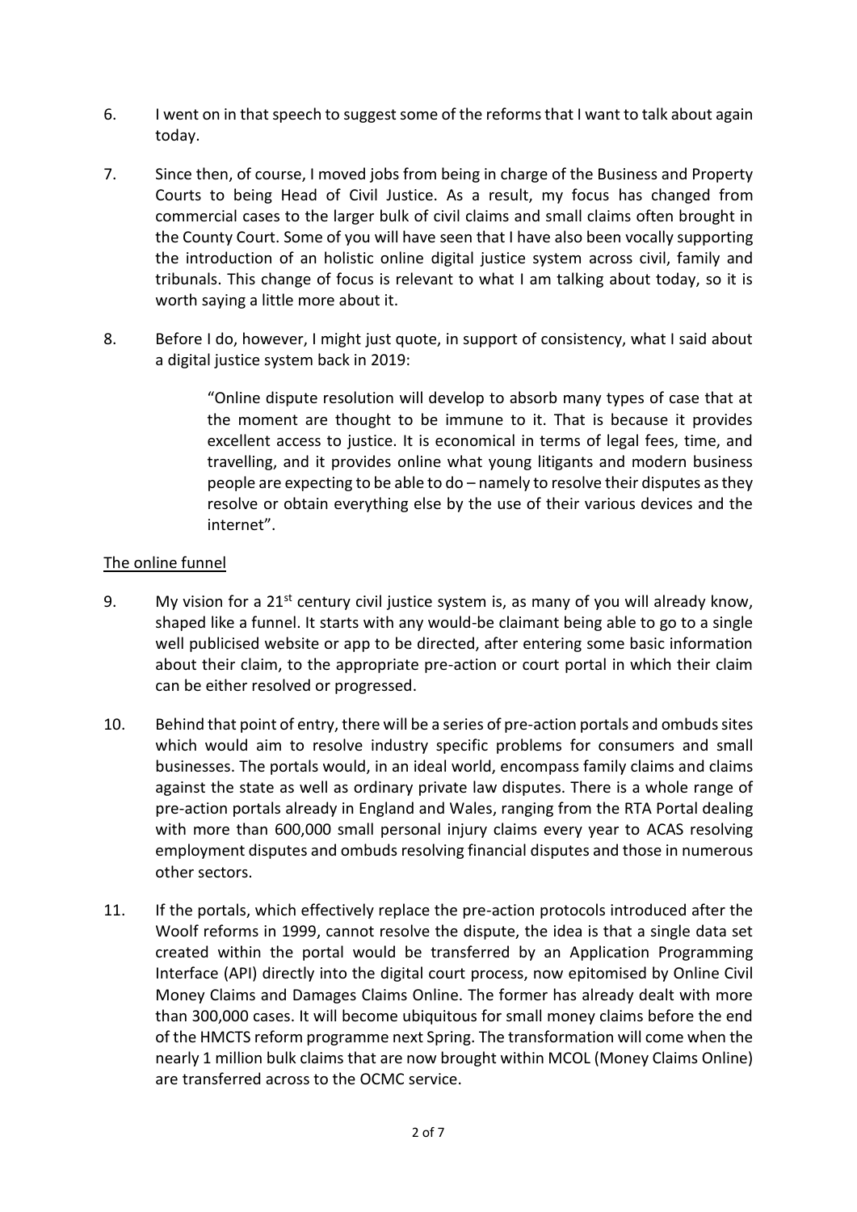6. I went on in that speech to suggest some of the reforms that I want to talk about again today.

7. Since then, of course, I moved jobs from being in charge of the Business and Property Courts to being Head of Civil Justice. As a result, my focus has changed from commercial cases to the larger bulk of civil claims and small claims often brought in the County Court. Some of you will have seen that I have also been vocally supporting the introduction of an holistic online digital justice system across civil, family and tribunals. This change of focus is relevant to what I am talking about today, so it is worth saying a little more about it.

8. Before I do, however, I might just quote, in support of consistency, what I said about a digital justice system back in 2019:

> "Online dispute resolution will develop to absorb many types of case that at the moment are thought to be immune to it. That is because it provides excellent access to justice. It is economical in terms of legal fees, time, and travelling, and it provides online what young litigants and modern business people are expecting to be able to do – namely to resolve their disputes as they resolve or obtain everything else by the use of their various devices and the internet".

<u>The online funnel</u>

9. My vision for a 21st century civil justice system is, as many of you will already know, shaped like a funnel. It starts with any would-be claimant being able to go to a single well publicised website or app to be directed, after entering some basic information about their claim, to the appropriate pre-action or court portal in which their claim can be either resolved or progressed.

10. Behind that point of entry, there will be a series of pre-action portals and ombuds sites which would aim to resolve industry specific problems for consumers and small businesses. The portals would, in an ideal world, encompass family claims and claims against the state as well as ordinary private law disputes. There is a whole range of pre-action portals already in England and Wales, ranging from the RTA Portal dealing with more than 600,000 small personal injury claims every year to ACAS resolving employment disputes and ombuds resolving financial disputes and those in numerous other sectors.

11. If the portals, which effectively replace the pre-action protocols introduced after the Woolf reforms in 1999, cannot resolve the dispute, the idea is that a single data set created within the portal would be transferred by an Application Programming Interface (API) directly into the digital court process, now epitomised by Online Civil Money Claims and Damages Claims Online. The former has already dealt with more than 300,000 cases. It will become ubiquitous for small money claims before the end of the HMCTS reform programme next Spring. The transformation will come when the nearly 1 million bulk claims that are now brought within MCOL (Money Claims Online) are transferred across to the OCMC service.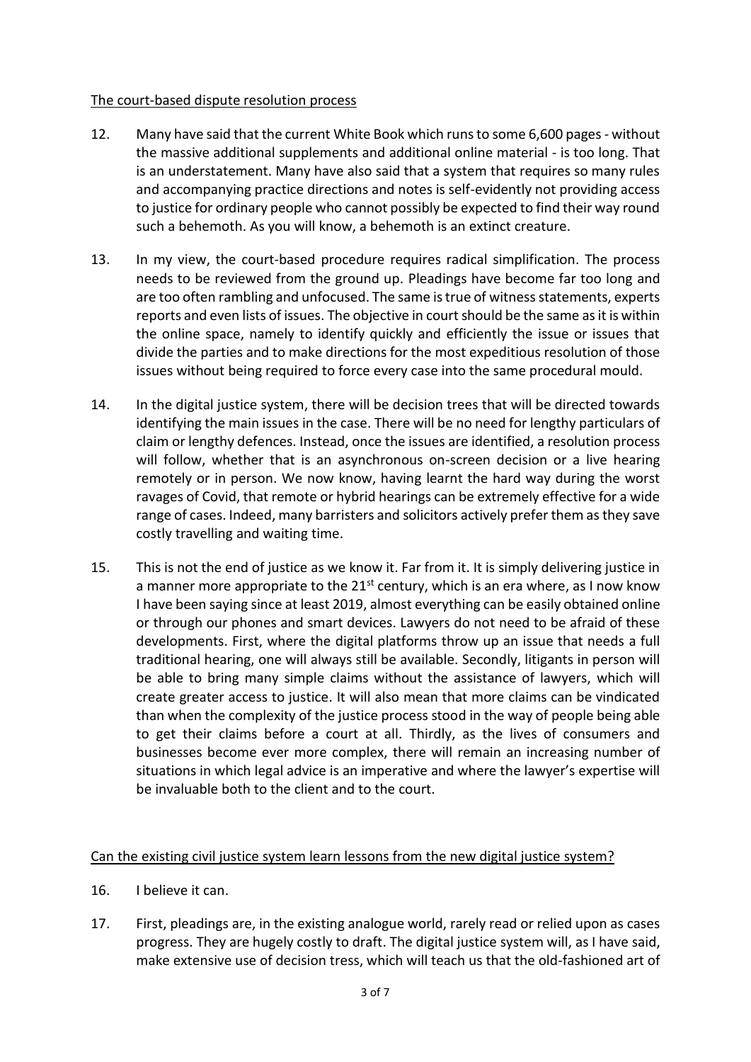The court-based dispute resolution process

12. Many have said that the current White Book which runs to some 6,600 pages - without the massive additional supplements and additional online material - is too long. That is an understatement. Many have also said that a system that requires so many rules and accompanying practice directions and notes is self-evidently not providing access to justice for ordinary people who cannot possibly be expected to find their way round such a behemoth. As you will know, a behemoth is an extinct creature.

13. In my view, the court-based procedure requires radical simplification. The process needs to be reviewed from the ground up. Pleadings have become far too long and are too often rambling and unfocused. The same is true of witness statements, experts reports and even lists of issues. The objective in court should be the same as it is within the online space, namely to identify quickly and efficiently the issue or issues that divide the parties and to make directions for the most expeditious resolution of those issues without being required to force every case into the same procedural mould.

14. In the digital justice system, there will be decision trees that will be directed towards identifying the main issues in the case. There will be no need for lengthy particulars of claim or lengthy defences. Instead, once the issues are identified, a resolution process will follow, whether that is an asynchronous on-screen decision or a live hearing remotely or in person. We now know, having learnt the hard way during the worst ravages of Covid, that remote or hybrid hearings can be extremely effective for a wide range of cases. Indeed, many barristers and solicitors actively prefer them as they save costly travelling and waiting time.

15. This is not the end of justice as we know it. Far from it. It is simply delivering justice in a manner more appropriate to the 21st century, which is an era where, as I now know I have been saying since at least 2019, almost everything can be easily obtained online or through our phones and smart devices. Lawyers do not need to be afraid of these developments. First, where the digital platforms throw up an issue that needs a full traditional hearing, one will always still be available. Secondly, litigants in person will be able to bring many simple claims without the assistance of lawyers, which will create greater access to justice. It will also mean that more claims can be vindicated than when the complexity of the justice process stood in the way of people being able to get their claims before a court at all. Thirdly, as the lives of consumers and businesses become ever more complex, there will remain an increasing number of situations in which legal advice is an imperative and where the lawyer's expertise will be invaluable both to the client and to the court.

Can the existing civil justice system learn lessons from the new digital justice system?

16. I believe it can.

17. First, pleadings are, in the existing analogue world, rarely read or relied upon as cases progress. They are hugely costly to draft. The digital justice system will, as I have said, make extensive use of decision tress, which will teach us that the old-fashioned art of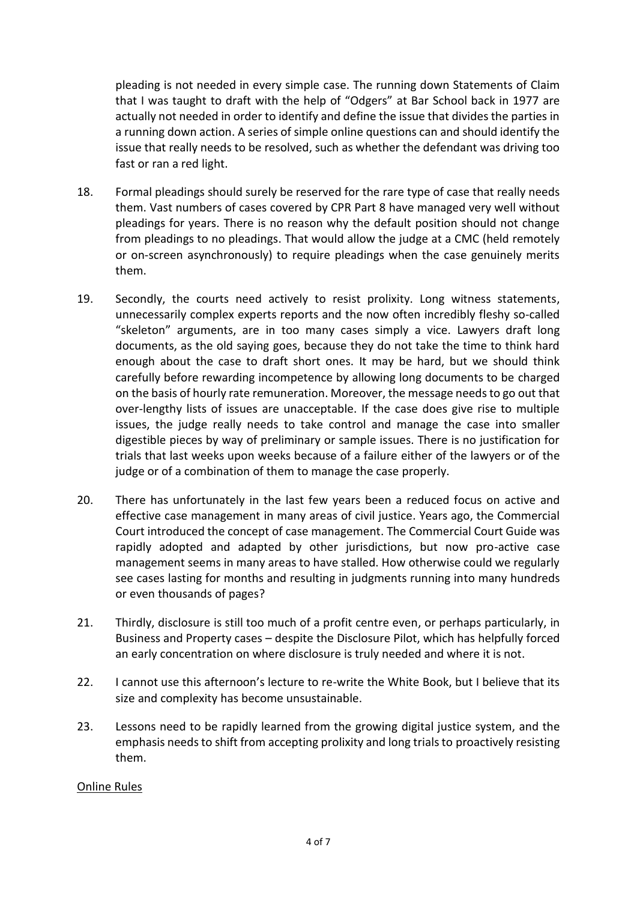pleading is not needed in every simple case. The running down Statements of Claim that I was taught to draft with the help of "Odgers" at Bar School back in 1977 are actually not needed in order to identify and define the issue that divides the parties in a running down action. A series of simple online questions can and should identify the issue that really needs to be resolved, such as whether the defendant was driving too fast or ran a red light.

18. Formal pleadings should surely be reserved for the rare type of case that really needs them. Vast numbers of cases covered by CPR Part 8 have managed very well without pleadings for years. There is no reason why the default position should not change from pleadings to no pleadings. That would allow the judge at a CMC (held remotely or on-screen asynchronously) to require pleadings when the case genuinely merits them.

19. Secondly, the courts need actively to resist prolixity. Long witness statements, unnecessarily complex experts reports and the now often incredibly fleshy so-called "skeleton" arguments, are in too many cases simply a vice. Lawyers draft long documents, as the old saying goes, because they do not take the time to think hard enough about the case to draft short ones. It may be hard, but we should think carefully before rewarding incompetence by allowing long documents to be charged on the basis of hourly rate remuneration. Moreover, the message needs to go out that over-lengthy lists of issues are unacceptable. If the case does give rise to multiple issues, the judge really needs to take control and manage the case into smaller digestible pieces by way of preliminary or sample issues. There is no justification for trials that last weeks upon weeks because of a failure either of the lawyers or of the judge or of a combination of them to manage the case properly.

20. There has unfortunately in the last few years been a reduced focus on active and effective case management in many areas of civil justice. Years ago, the Commercial Court introduced the concept of case management. The Commercial Court Guide was rapidly adopted and adapted by other jurisdictions, but now pro-active case management seems in many areas to have stalled. How otherwise could we regularly see cases lasting for months and resulting in judgments running into many hundreds or even thousands of pages?

21. Thirdly, disclosure is still too much of a profit centre even, or perhaps particularly, in Business and Property cases – despite the Disclosure Pilot, which has helpfully forced an early concentration on where disclosure is truly needed and where it is not.

22. I cannot use this afternoon's lecture to re-write the White Book, but I believe that its size and complexity has become unsustainable.

23. Lessons need to be rapidly learned from the growing digital justice system, and the emphasis needs to shift from accepting prolixity and long trials to proactively resisting them.

<u>Online Rules</u>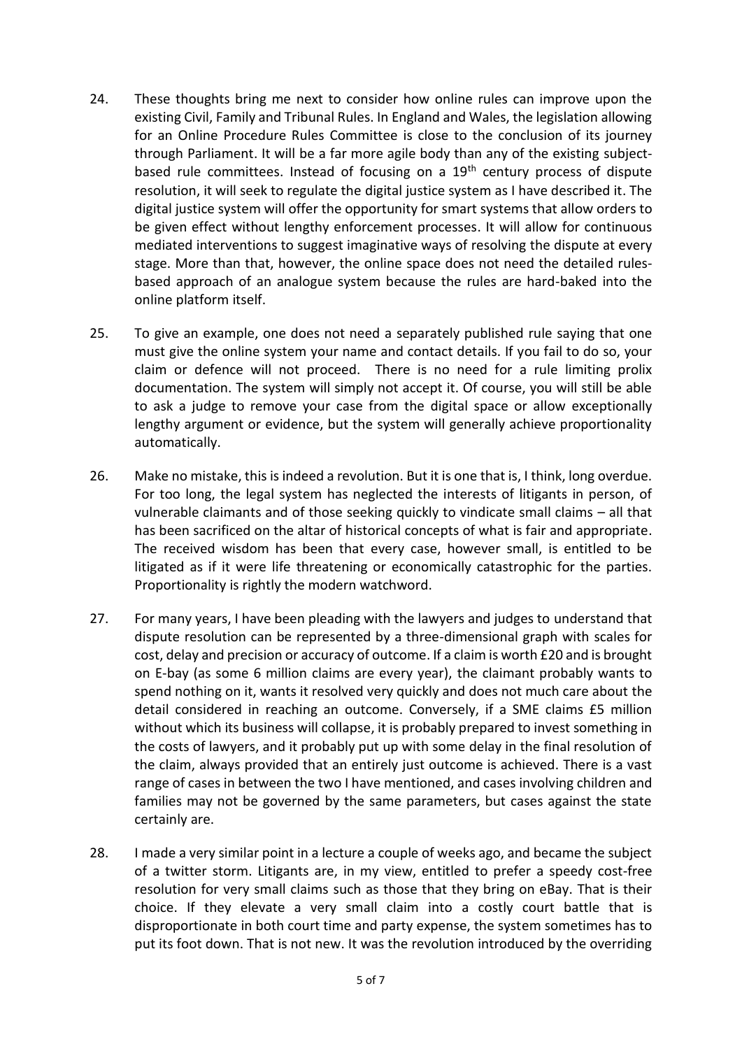24. These thoughts bring me next to consider how online rules can improve upon the existing Civil, Family and Tribunal Rules. In England and Wales, the legislation allowing for an Online Procedure Rules Committee is close to the conclusion of its journey through Parliament. It will be a far more agile body than any of the existing subject-based rule committees. Instead of focusing on a 19th century process of dispute resolution, it will seek to regulate the digital justice system as I have described it. The digital justice system will offer the opportunity for smart systems that allow orders to be given effect without lengthy enforcement processes. It will allow for continuous mediated interventions to suggest imaginative ways of resolving the dispute at every stage. More than that, however, the online space does not need the detailed rules-based approach of an analogue system because the rules are hard-baked into the online platform itself.

25. To give an example, one does not need a separately published rule saying that one must give the online system your name and contact details. If you fail to do so, your claim or defence will not proceed. There is no need for a rule limiting prolix documentation. The system will simply not accept it. Of course, you will still be able to ask a judge to remove your case from the digital space or allow exceptionally lengthy argument or evidence, but the system will generally achieve proportionality automatically.

26. Make no mistake, this is indeed a revolution. But it is one that is, I think, long overdue. For too long, the legal system has neglected the interests of litigants in person, of vulnerable claimants and of those seeking quickly to vindicate small claims – all that has been sacrificed on the altar of historical concepts of what is fair and appropriate. The received wisdom has been that every case, however small, is entitled to be litigated as if it were life threatening or economically catastrophic for the parties. Proportionality is rightly the modern watchword.

27. For many years, I have been pleading with the lawyers and judges to understand that dispute resolution can be represented by a three-dimensional graph with scales for cost, delay and precision or accuracy of outcome. If a claim is worth £20 and is brought on E-bay (as some 6 million claims are every year), the claimant probably wants to spend nothing on it, wants it resolved very quickly and does not much care about the detail considered in reaching an outcome. Conversely, if a SME claims £5 million without which its business will collapse, it is probably prepared to invest something in the costs of lawyers, and it probably put up with some delay in the final resolution of the claim, always provided that an entirely just outcome is achieved. There is a vast range of cases in between the two I have mentioned, and cases involving children and families may not be governed by the same parameters, but cases against the state certainly are.

28. I made a very similar point in a lecture a couple of weeks ago, and became the subject of a twitter storm. Litigants are, in my view, entitled to prefer a speedy cost-free resolution for very small claims such as those that they bring on eBay. That is their choice. If they elevate a very small claim into a costly court battle that is disproportionate in both court time and party expense, the system sometimes has to put its foot down. That is not new. It was the revolution introduced by the overriding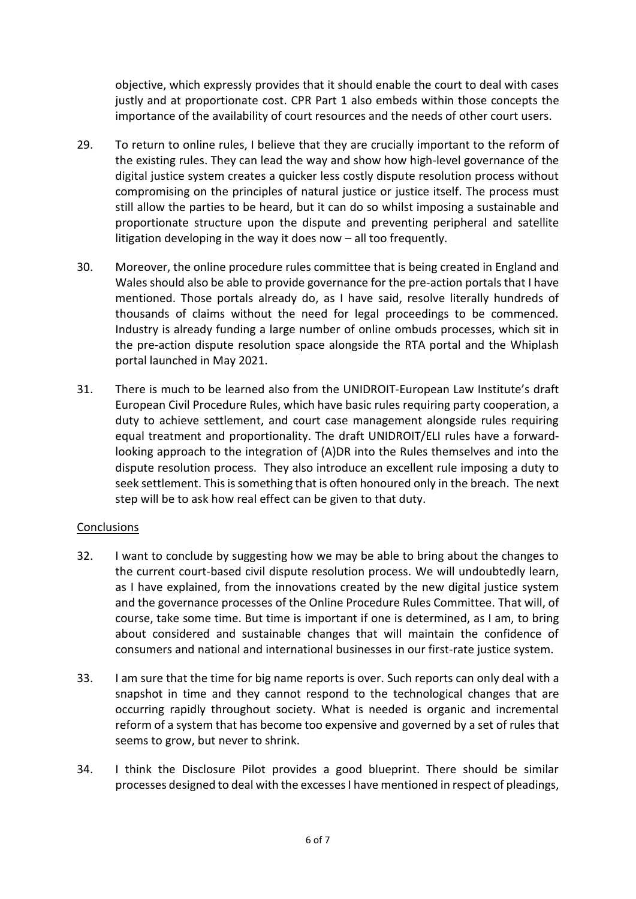objective, which expressly provides that it should enable the court to deal with cases justly and at proportionate cost. CPR Part 1 also embeds within those concepts the importance of the availability of court resources and the needs of other court users.

29. To return to online rules, I believe that they are crucially important to the reform of the existing rules. They can lead the way and show how high-level governance of the digital justice system creates a quicker less costly dispute resolution process without compromising on the principles of natural justice or justice itself. The process must still allow the parties to be heard, but it can do so whilst imposing a sustainable and proportionate structure upon the dispute and preventing peripheral and satellite litigation developing in the way it does now – all too frequently.

30. Moreover, the online procedure rules committee that is being created in England and Wales should also be able to provide governance for the pre-action portals that I have mentioned. Those portals already do, as I have said, resolve literally hundreds of thousands of claims without the need for legal proceedings to be commenced. Industry is already funding a large number of online ombuds processes, which sit in the pre-action dispute resolution space alongside the RTA portal and the Whiplash portal launched in May 2021.

31. There is much to be learned also from the UNIDROIT-European Law Institute's draft European Civil Procedure Rules, which have basic rules requiring party cooperation, a duty to achieve settlement, and court case management alongside rules requiring equal treatment and proportionality. The draft UNIDROIT/ELI rules have a forward-looking approach to the integration of (A)DR into the Rules themselves and into the dispute resolution process. They also introduce an excellent rule imposing a duty to seek settlement. This is something that is often honoured only in the breach. The next step will be to ask how real effect can be given to that duty.

## Conclusions

32. I want to conclude by suggesting how we may be able to bring about the changes to the current court-based civil dispute resolution process. We will undoubtedly learn, as I have explained, from the innovations created by the new digital justice system and the governance processes of the Online Procedure Rules Committee. That will, of course, take some time. But time is important if one is determined, as I am, to bring about considered and sustainable changes that will maintain the confidence of consumers and national and international businesses in our first-rate justice system.

33. I am sure that the time for big name reports is over. Such reports can only deal with a snapshot in time and they cannot respond to the technological changes that are occurring rapidly throughout society. What is needed is organic and incremental reform of a system that has become too expensive and governed by a set of rules that seems to grow, but never to shrink.

34. I think the Disclosure Pilot provides a good blueprint. There should be similar processes designed to deal with the excesses I have mentioned in respect of pleadings,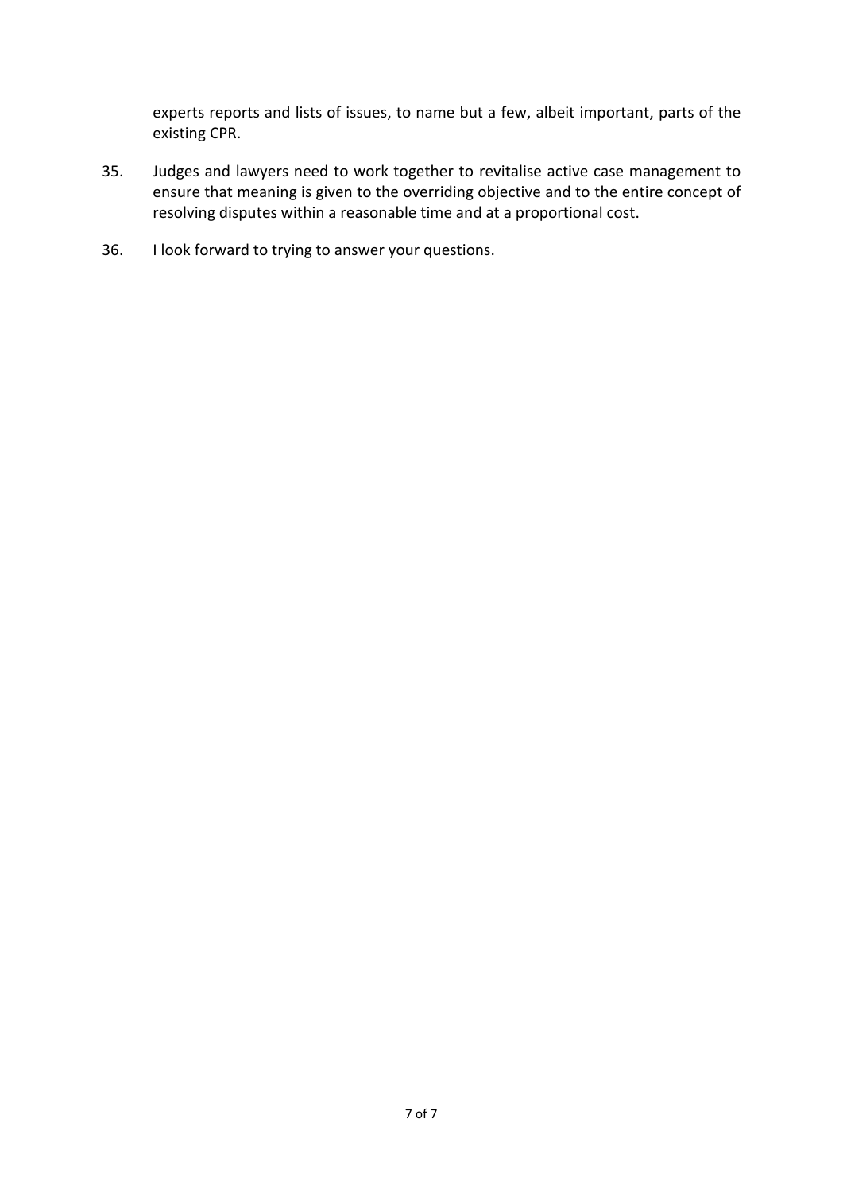experts reports and lists of issues, to name but a few, albeit important, parts of the existing CPR.

35. Judges and lawyers need to work together to revitalise active case management to ensure that meaning is given to the overriding objective and to the entire concept of resolving disputes within a reasonable time and at a proportional cost.

36. I look forward to trying to answer your questions.